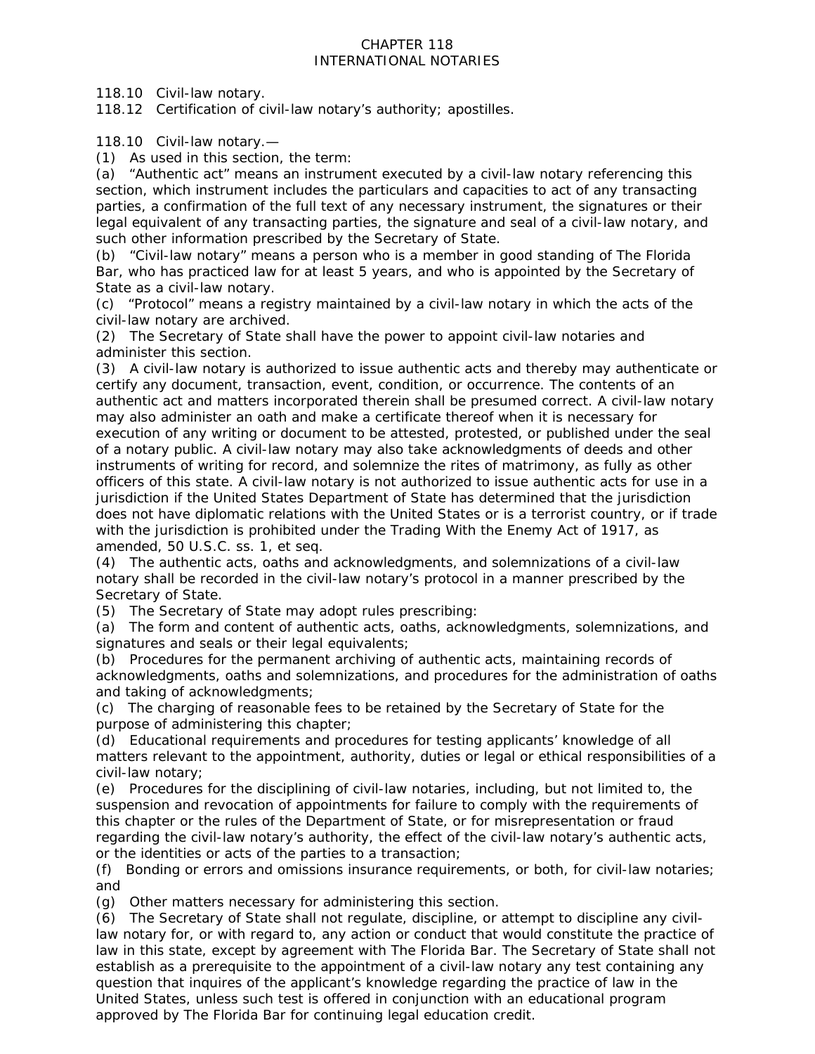# CHAPTER 118
# INTERNATIONAL NOTARIES

118.10 Civil-law notary.
118.12 Certification of civil-law notary's authority; apostilles.

118.10 Civil-law notary.—
(1) As used in this section, the term:
(a) "Authentic act" means an instrument executed by a civil-law notary referencing this section, which instrument includes the particulars and capacities to act of any transacting parties, a confirmation of the full text of any necessary instrument, the signatures or their legal equivalent of any transacting parties, the signature and seal of a civil-law notary, and such other information prescribed by the Secretary of State.
(b) "Civil-law notary" means a person who is a member in good standing of The Florida Bar, who has practiced law for at least 5 years, and who is appointed by the Secretary of State as a civil-law notary.
(c) "Protocol" means a registry maintained by a civil-law notary in which the acts of the civil-law notary are archived.
(2) The Secretary of State shall have the power to appoint civil-law notaries and administer this section.
(3) A civil-law notary is authorized to issue authentic acts and thereby may authenticate or certify any document, transaction, event, condition, or occurrence. The contents of an authentic act and matters incorporated therein shall be presumed correct. A civil-law notary may also administer an oath and make a certificate thereof when it is necessary for execution of any writing or document to be attested, protested, or published under the seal of a notary public. A civil-law notary may also take acknowledgments of deeds and other instruments of writing for record, and solemnize the rites of matrimony, as fully as other officers of this state. A civil-law notary is not authorized to issue authentic acts for use in a jurisdiction if the United States Department of State has determined that the jurisdiction does not have diplomatic relations with the United States or is a terrorist country, or if trade with the jurisdiction is prohibited under the Trading With the Enemy Act of 1917, as amended, 50 U.S.C. ss. 1, et seq.
(4) The authentic acts, oaths and acknowledgments, and solemnizations of a civil-law notary shall be recorded in the civil-law notary's protocol in a manner prescribed by the Secretary of State.
(5) The Secretary of State may adopt rules prescribing:
(a) The form and content of authentic acts, oaths, acknowledgments, solemnizations, and signatures and seals or their legal equivalents;
(b) Procedures for the permanent archiving of authentic acts, maintaining records of acknowledgments, oaths and solemnizations, and procedures for the administration of oaths and taking of acknowledgments;
(c) The charging of reasonable fees to be retained by the Secretary of State for the purpose of administering this chapter;
(d) Educational requirements and procedures for testing applicants' knowledge of all matters relevant to the appointment, authority, duties or legal or ethical responsibilities of a civil-law notary;
(e) Procedures for the disciplining of civil-law notaries, including, but not limited to, the suspension and revocation of appointments for failure to comply with the requirements of this chapter or the rules of the Department of State, or for misrepresentation or fraud regarding the civil-law notary's authority, the effect of the civil-law notary's authentic acts, or the identities or acts of the parties to a transaction;
(f) Bonding or errors and omissions insurance requirements, or both, for civil-law notaries; and
(g) Other matters necessary for administering this section.
(6) The Secretary of State shall not regulate, discipline, or attempt to discipline any civil-law notary for, or with regard to, any action or conduct that would constitute the practice of law in this state, except by agreement with The Florida Bar. The Secretary of State shall not establish as a prerequisite to the appointment of a civil-law notary any test containing any question that inquires of the applicant's knowledge regarding the practice of law in the United States, unless such test is offered in conjunction with an educational program approved by The Florida Bar for continuing legal education credit.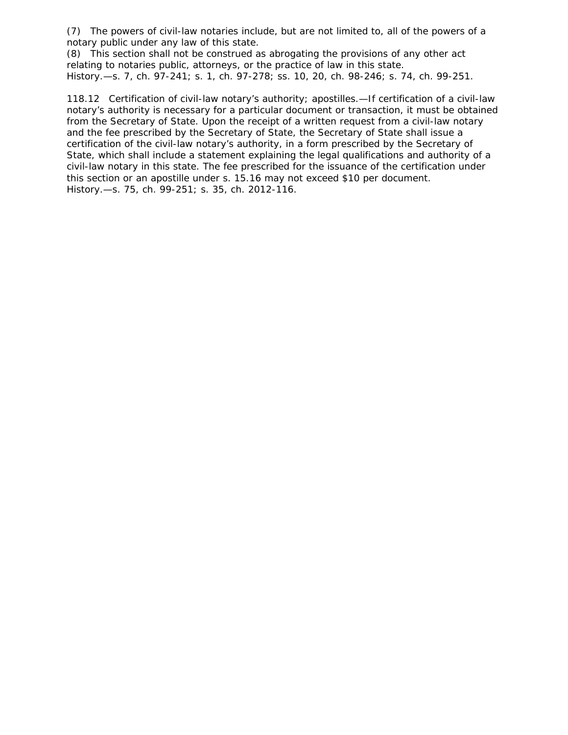(7) The powers of civil-law notaries include, but are not limited to, all of the powers of a notary public under any law of this state.

(8) This section shall not be construed as abrogating the provisions of any other act relating to notaries public, attorneys, or the practice of law in this state.

History.—s. 7, ch. 97-241; s. 1, ch. 97-278; ss. 10, 20, ch. 98-246; s. 74, ch. 99-251.

118.12 Certification of civil-law notary's authority; apostilles.—If certification of a civil-law notary's authority is necessary for a particular document or transaction, it must be obtained from the Secretary of State. Upon the receipt of a written request from a civil-law notary and the fee prescribed by the Secretary of State, the Secretary of State shall issue a certification of the civil-law notary's authority, in a form prescribed by the Secretary of State, which shall include a statement explaining the legal qualifications and authority of a civil-law notary in this state. The fee prescribed for the issuance of the certification under this section or an apostille under s. 15.16 may not exceed $10 per document.

History.—s. 75, ch. 99-251; s. 35, ch. 2012-116.